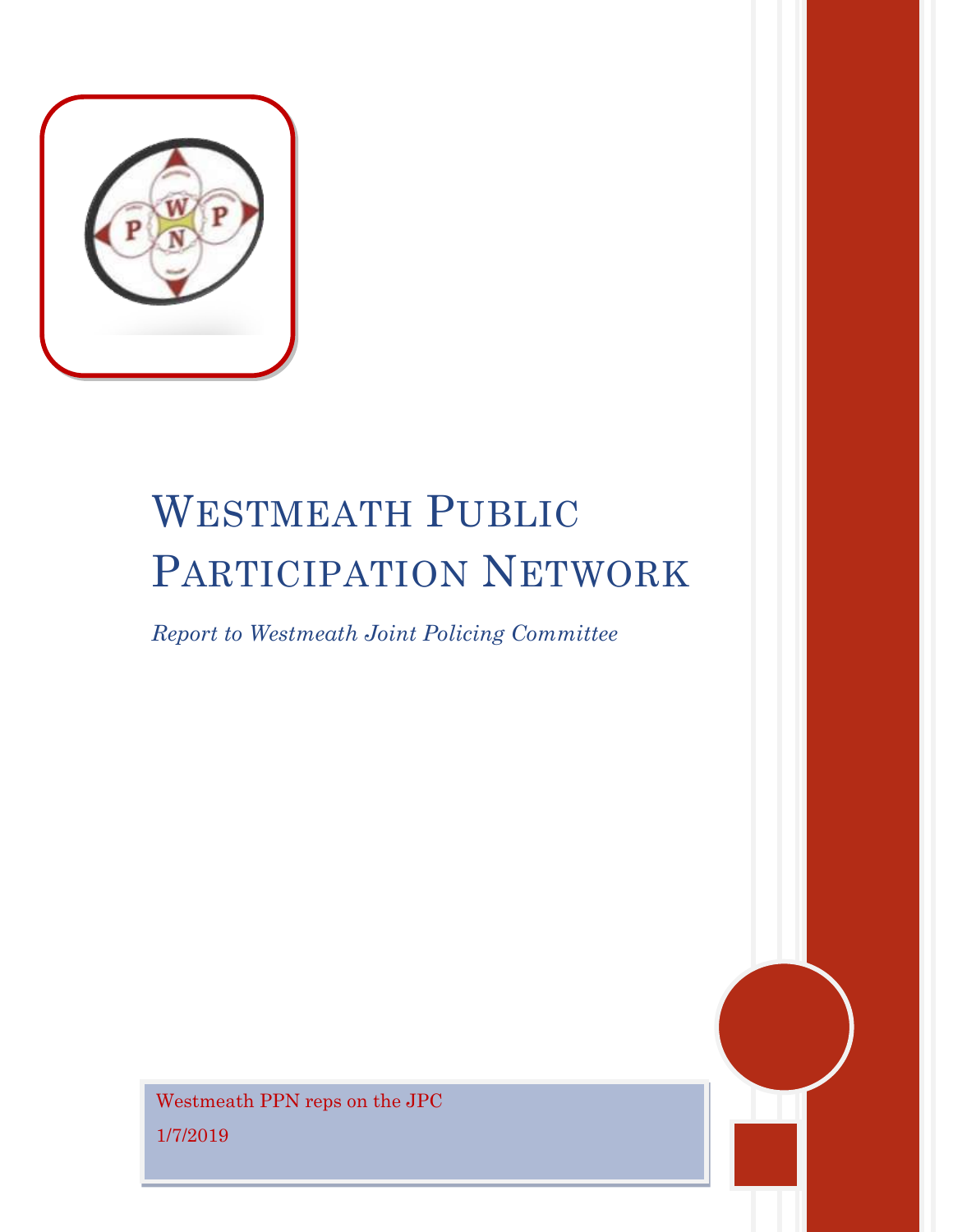# Westmeath Public Participation Network

*Report to Westmeath Joint Policing Committee*

Westmeath PPN reps on the JPC

1/7/2019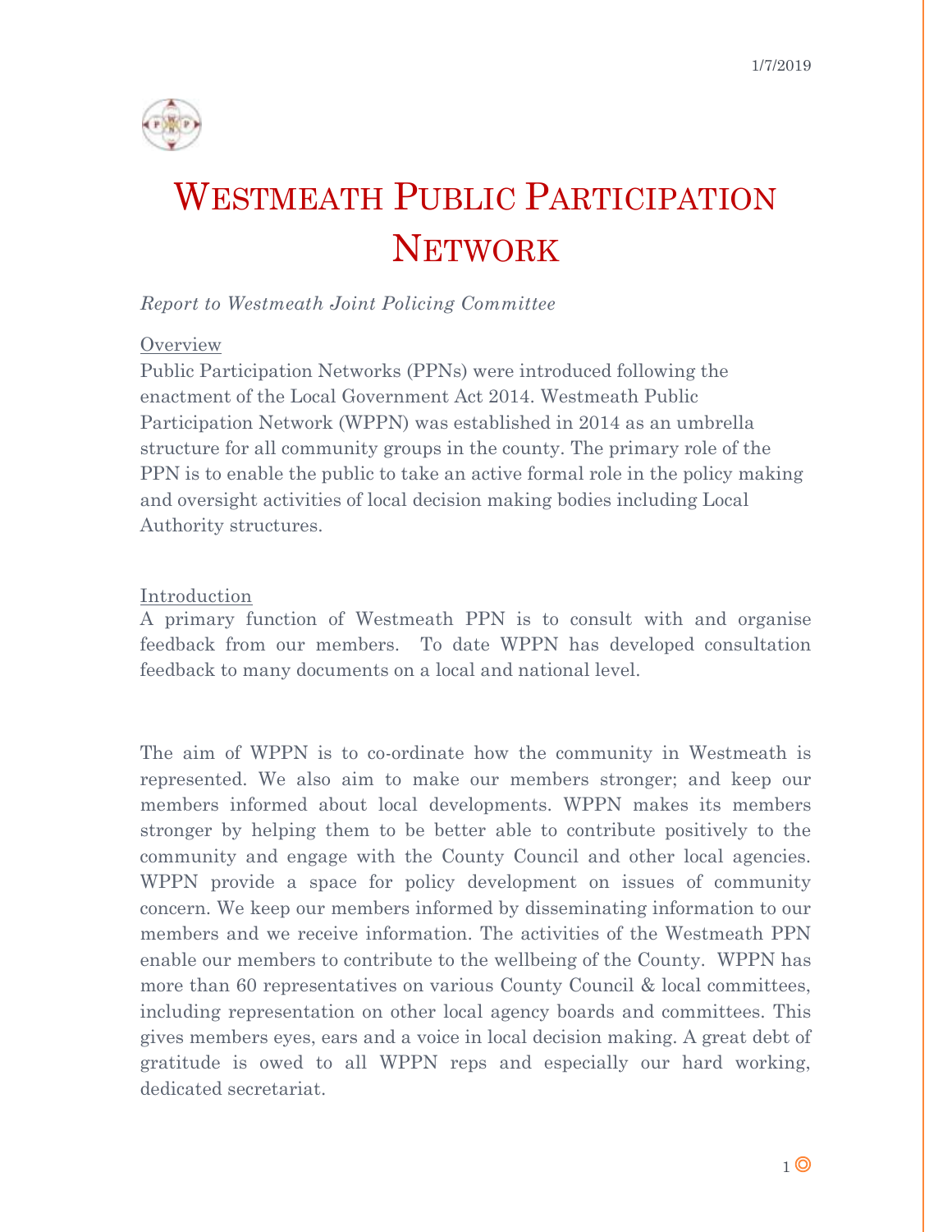# Westmeath Public Participation Network

*Report to Westmeath Joint Policing Committee*

## Overview

Public Participation Networks (PPNs) were introduced following the enactment of the Local Government Act 2014. Westmeath Public Participation Network (WPPN) was established in 2014 as an umbrella structure for all community groups in the county. The primary role of the PPN is to enable the public to take an active formal role in the policy making and oversight activities of local decision making bodies including Local Authority structures.

## Introduction

A primary function of Westmeath PPN is to consult with and organise feedback from our members. To date WPPN has developed consultation feedback to many documents on a local and national level.

The aim of WPPN is to co-ordinate how the community in Westmeath is represented. We also aim to make our members stronger; and keep our members informed about local developments. WPPN makes its members stronger by helping them to be better able to contribute positively to the community and engage with the County Council and other local agencies. WPPN provide a space for policy development on issues of community concern. We keep our members informed by disseminating information to our members and we receive information. The activities of the Westmeath PPN enable our members to contribute to the wellbeing of the County. WPPN has more than 60 representatives on various County Council & local committees, including representation on other local agency boards and committees. This gives members eyes, ears and a voice in local decision making. A great debt of gratitude is owed to all WPPN reps and especially our hard working, dedicated secretariat.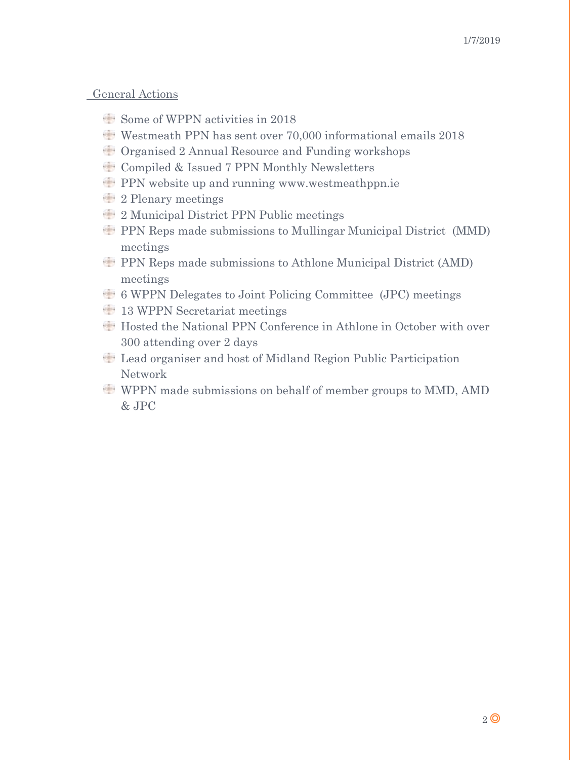General Actions

- Some of WPPN activities in 2018
- Westmeath PPN has sent over 70,000 informational emails 2018
- Organised 2 Annual Resource and Funding workshops
- Compiled & Issued 7 PPN Monthly Newsletters
- PPN website up and running www.westmeathppn.ie
- 2 Plenary meetings
- 2 Municipal District PPN Public meetings
- PPN Reps made submissions to Mullingar Municipal District (MMD) meetings
- PPN Reps made submissions to Athlone Municipal District (AMD) meetings
- 6 WPPN Delegates to Joint Policing Committee (JPC) meetings
- 13 WPPN Secretariat meetings
- Hosted the National PPN Conference in Athlone in October with over 300 attending over 2 days
- Lead organiser and host of Midland Region Public Participation Network
- WPPN made submissions on behalf of member groups to MMD, AMD & JPC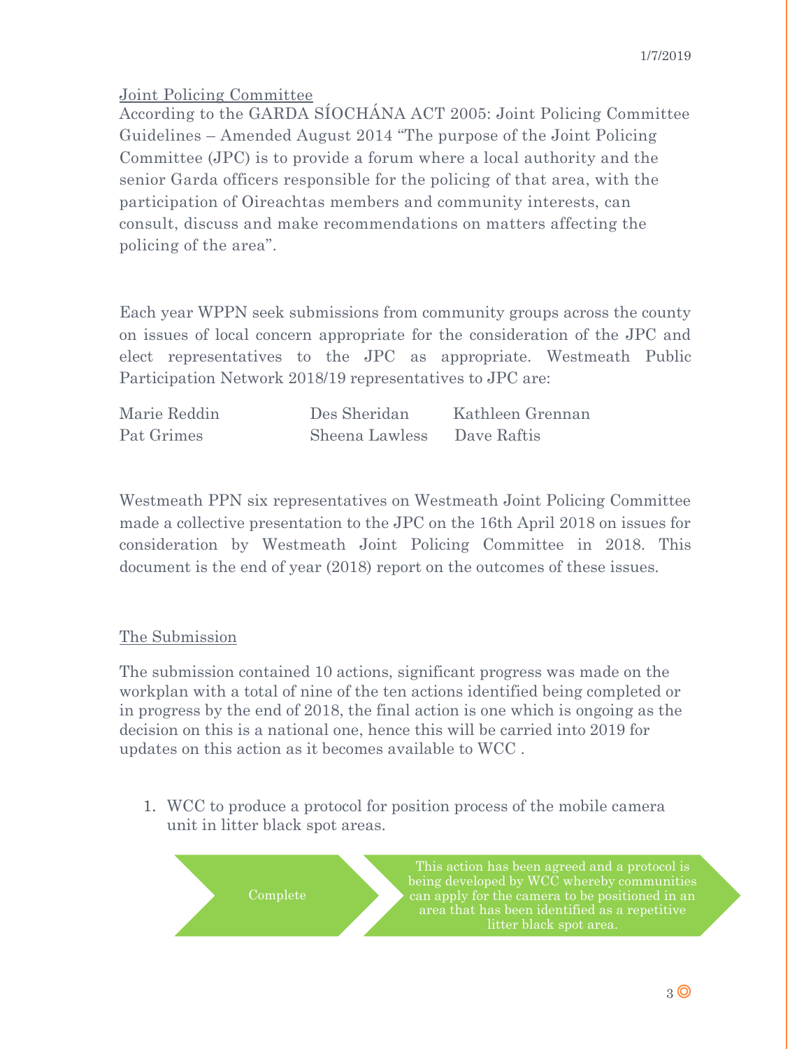## Joint Policing Committee

According to the GARDA SÍOCHÁNA ACT 2005: Joint Policing Committee Guidelines – Amended August 2014 "The purpose of the Joint Policing Committee (JPC) is to provide a forum where a local authority and the senior Garda officers responsible for the policing of that area, with the participation of Oireachtas members and community interests, can consult, discuss and make recommendations on matters affecting the policing of the area".

Each year WPPN seek submissions from community groups across the county on issues of local concern appropriate for the consideration of the JPC and elect representatives to the JPC as appropriate. Westmeath Public Participation Network 2018/19 representatives to JPC are:

| | | |
|---|---|---|
| Marie Reddin | Des Sheridan | Kathleen Grennan |
| Pat Grimes | Sheena Lawless | Dave Raftis |

Westmeath PPN six representatives on Westmeath Joint Policing Committee made a collective presentation to the JPC on the 16th April 2018 on issues for consideration by Westmeath Joint Policing Committee in 2018. This document is the end of year (2018) report on the outcomes of these issues.

## The Submission

The submission contained 10 actions, significant progress was made on the workplan with a total of nine of the ten actions identified being completed or in progress by the end of 2018, the final action is one which is ongoing as the decision on this is a national one, hence this will be carried into 2019 for updates on this action as it becomes available to WCC .

1. WCC to produce a protocol for position process of the mobile camera unit in litter black spot areas.

Complete → This action has been agreed and a protocol is being developed by WCC whereby communities can apply for the camera to be positioned in an area that has been identified as a repetitive litter black spot area.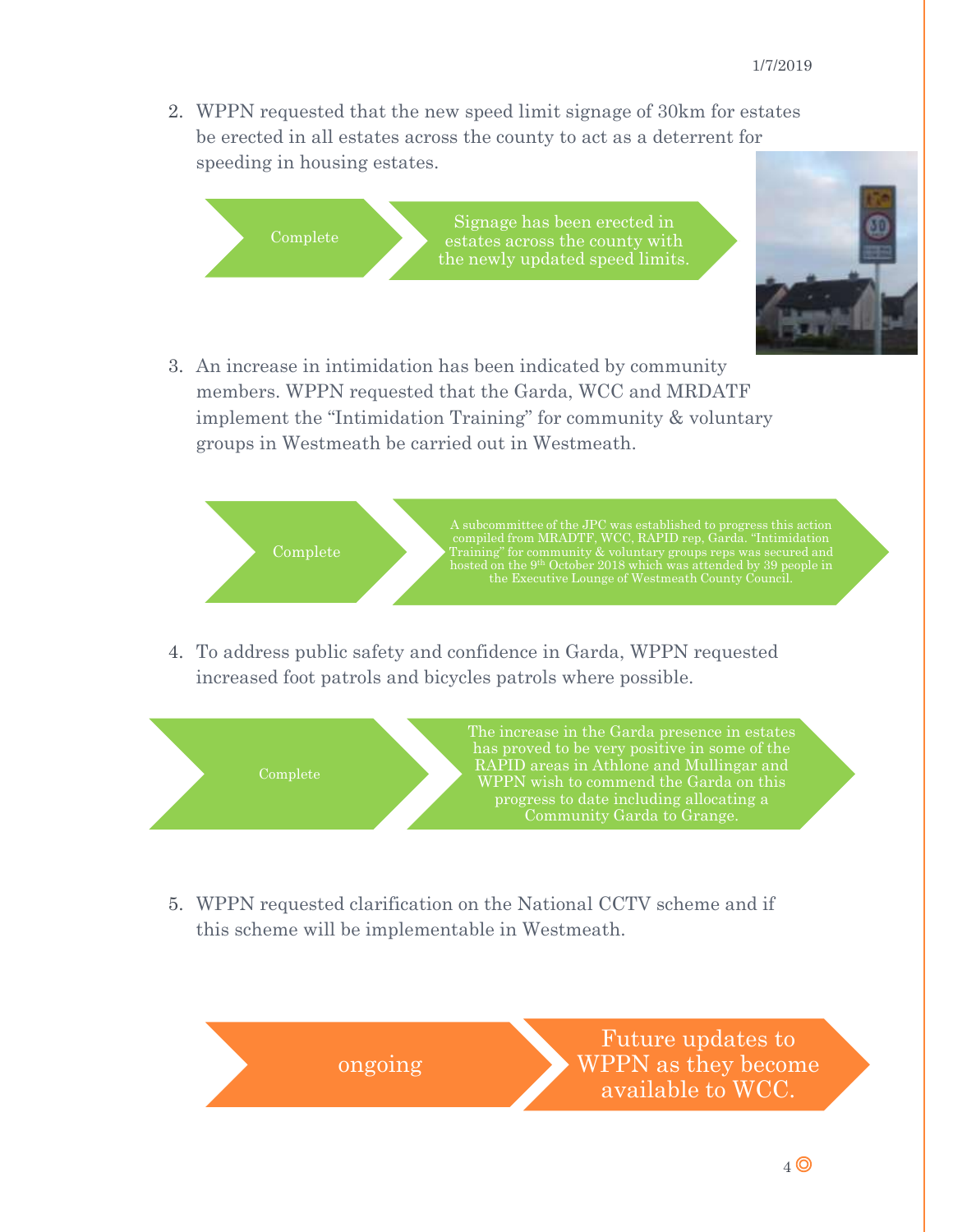2. WPPN requested that the new speed limit signage of 30km for estates be erected in all estates across the county to act as a deterrent for speeding in housing estates.

Complete — Signage has been erected in estates across the county with the newly updated speed limits.

3. An increase in intimidation has been indicated by community members. WPPN requested that the Garda, WCC and MRDATF implement the "Intimidation Training" for community & voluntary groups in Westmeath be carried out in Westmeath.

Complete — A subcommittee of the JPC was established to progress this action compiled from MRADTF, WCC, RAPID rep, Garda. "Intimidation Training" for community & voluntary groups reps was secured and hosted on the 9th October 2018 which was attended by 39 people in the Executive Lounge of Westmeath County Council.

4. To address public safety and confidence in Garda, WPPN requested increased foot patrols and bicycles patrols where possible.

Complete — The increase in the Garda presence in estates has proved to be very positive in some of the RAPID areas in Athlone and Mullingar and WPPN wish to commend the Garda on this progress to date including allocating a Community Garda to Grange.

5. WPPN requested clarification on the National CCTV scheme and if this scheme will be implementable in Westmeath.

ongoing — Future updates to WPPN as they become available to WCC.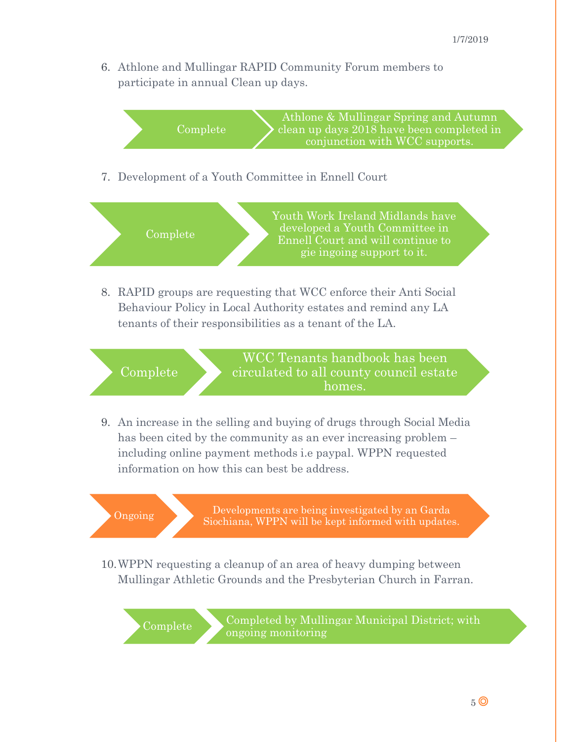6. Athlone and Mullingar RAPID Community Forum members to participate in annual Clean up days.

**Complete** — Athlone & Mullingar Spring and Autumn clean up days 2018 have been completed in conjunction with WCC supports.

7. Development of a Youth Committee in Ennell Court

**Complete** — Youth Work Ireland Midlands have developed a Youth Committee in Ennell Court and will continue to gie ingoing support to it.

8. RAPID groups are requesting that WCC enforce their Anti Social Behaviour Policy in Local Authority estates and remind any LA tenants of their responsibilities as a tenant of the LA.

**Complete** — WCC Tenants handbook has been circulated to all county council estate homes.

9. An increase in the selling and buying of drugs through Social Media has been cited by the community as an ever increasing problem – including online payment methods i.e paypal. WPPN requested information on how this can best be address.

**Ongoing** — Developments are being investigated by an Garda Siochiana, WPPN will be kept informed with updates.

10. WPPN requesting a cleanup of an area of heavy dumping between Mullingar Athletic Grounds and the Presbyterian Church in Farran.

**Complete** — Completed by Mullingar Municipal District; with ongoing monitoring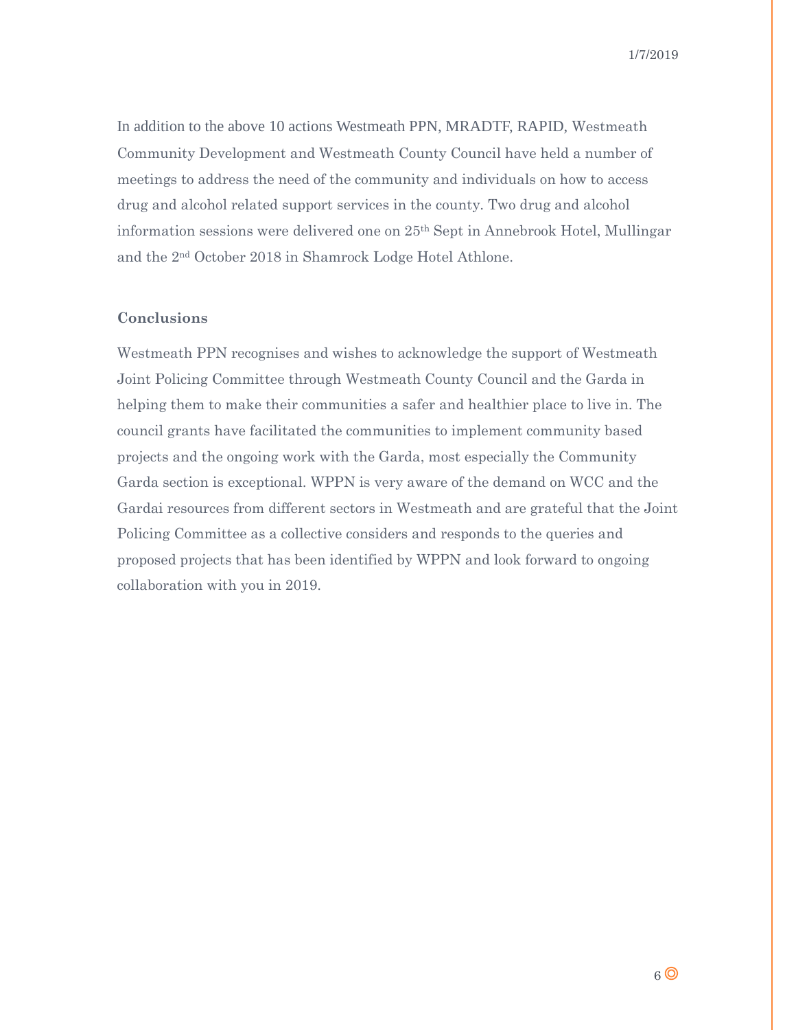In addition to the above 10 actions Westmeath PPN, MRADTF, RAPID, Westmeath Community Development and Westmeath County Council have held a number of meetings to address the need of the community and individuals on how to access drug and alcohol related support services in the county. Two drug and alcohol information sessions were delivered one on 25th Sept in Annebrook Hotel, Mullingar and the 2nd October 2018 in Shamrock Lodge Hotel Athlone.

## Conclusions

Westmeath PPN recognises and wishes to acknowledge the support of Westmeath Joint Policing Committee through Westmeath County Council and the Garda in helping them to make their communities a safer and healthier place to live in. The council grants have facilitated the communities to implement community based projects and the ongoing work with the Garda, most especially the Community Garda section is exceptional. WPPN is very aware of the demand on WCC and the Gardai resources from different sectors in Westmeath and are grateful that the Joint Policing Committee as a collective considers and responds to the queries and proposed projects that has been identified by WPPN and look forward to ongoing collaboration with you in 2019.